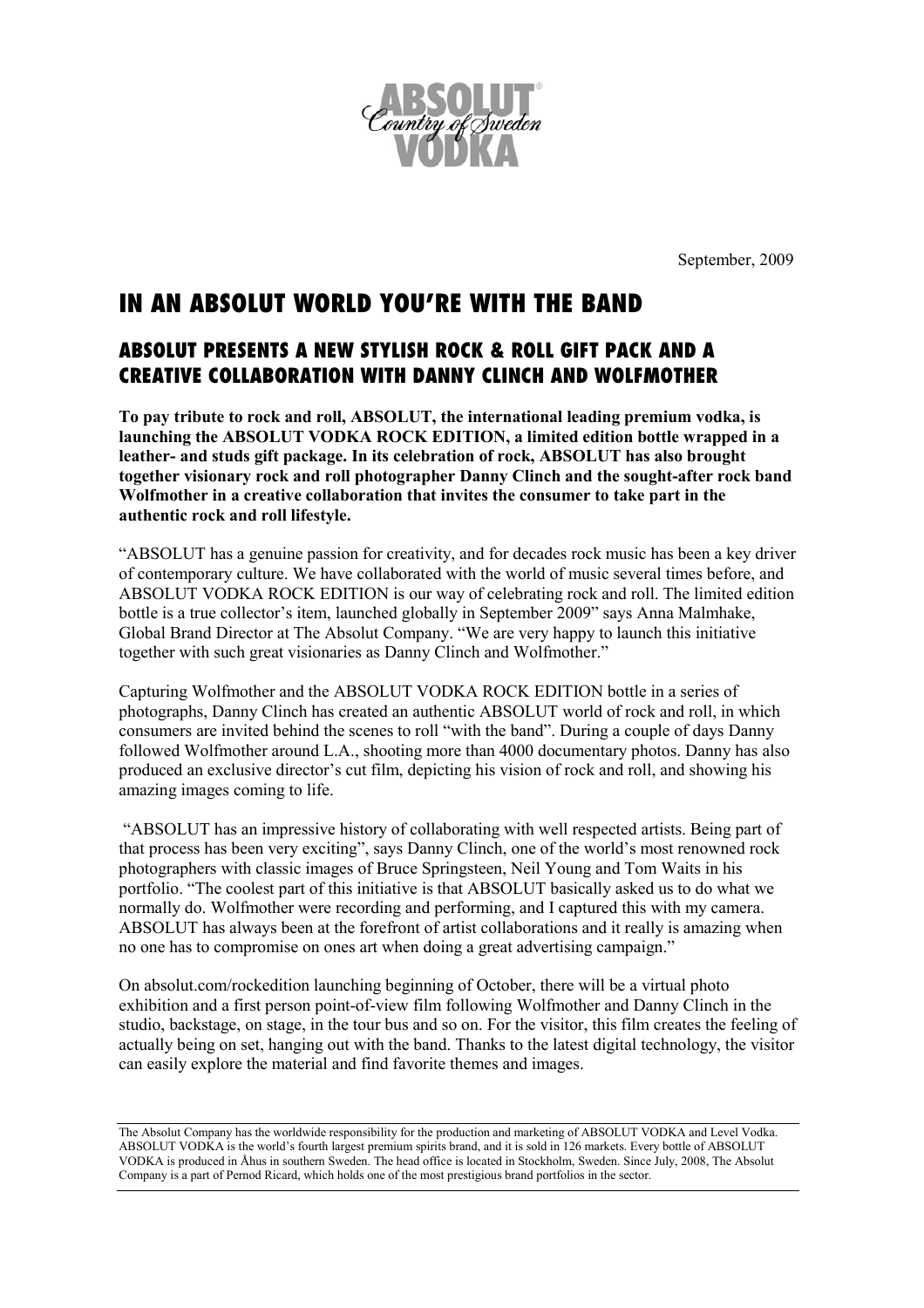ABSOLUT Country of Sweden VODKA

September, 2009

# IN AN ABSOLUT WORLD YOU'RE WITH THE BAND

## ABSOLUT PRESENTS A NEW STYLISH ROCK & ROLL GIFT PACK AND A CREATIVE COLLABORATION WITH DANNY CLINCH AND WOLFMOTHER

**To pay tribute to rock and roll, ABSOLUT, the international leading premium vodka, is launching the ABSOLUT VODKA ROCK EDITION, a limited edition bottle wrapped in a leather- and studs gift package. In its celebration of rock, ABSOLUT has also brought together visionary rock and roll photographer Danny Clinch and the sought-after rock band Wolfmother in a creative collaboration that invites the consumer to take part in the authentic rock and roll lifestyle.**

"ABSOLUT has a genuine passion for creativity, and for decades rock music has been a key driver of contemporary culture. We have collaborated with the world of music several times before, and ABSOLUT VODKA ROCK EDITION is our way of celebrating rock and roll. The limited edition bottle is a true collector's item, launched globally in September 2009" says Anna Malmhake, Global Brand Director at The Absolut Company. "We are very happy to launch this initiative together with such great visionaries as Danny Clinch and Wolfmother."

Capturing Wolfmother and the ABSOLUT VODKA ROCK EDITION bottle in a series of photographs, Danny Clinch has created an authentic ABSOLUT world of rock and roll, in which consumers are invited behind the scenes to roll "with the band". During a couple of days Danny followed Wolfmother around L.A., shooting more than 4000 documentary photos. Danny has also produced an exclusive director's cut film, depicting his vision of rock and roll, and showing his amazing images coming to life.

"ABSOLUT has an impressive history of collaborating with well respected artists. Being part of that process has been very exciting", says Danny Clinch, one of the world's most renowned rock photographers with classic images of Bruce Springsteen, Neil Young and Tom Waits in his portfolio. "The coolest part of this initiative is that ABSOLUT basically asked us to do what we normally do. Wolfmother were recording and performing, and I captured this with my camera. ABSOLUT has always been at the forefront of artist collaborations and it really is amazing when no one has to compromise on ones art when doing a great advertising campaign."

On absolut.com/rockedition launching beginning of October, there will be a virtual photo exhibition and a first person point-of-view film following Wolfmother and Danny Clinch in the studio, backstage, on stage, in the tour bus and so on. For the visitor, this film creates the feeling of actually being on set, hanging out with the band. Thanks to the latest digital technology, the visitor can easily explore the material and find favorite themes and images.

---

The Absolut Company has the worldwide responsibility for the production and marketing of ABSOLUT VODKA and Level Vodka. ABSOLUT VODKA is the world's fourth largest premium spirits brand, and it is sold in 126 markets. Every bottle of ABSOLUT VODKA is produced in Åhus in southern Sweden. The head office is located in Stockholm, Sweden. Since July, 2008, The Absolut Company is a part of Pernod Ricard, which holds one of the most prestigious brand portfolios in the sector.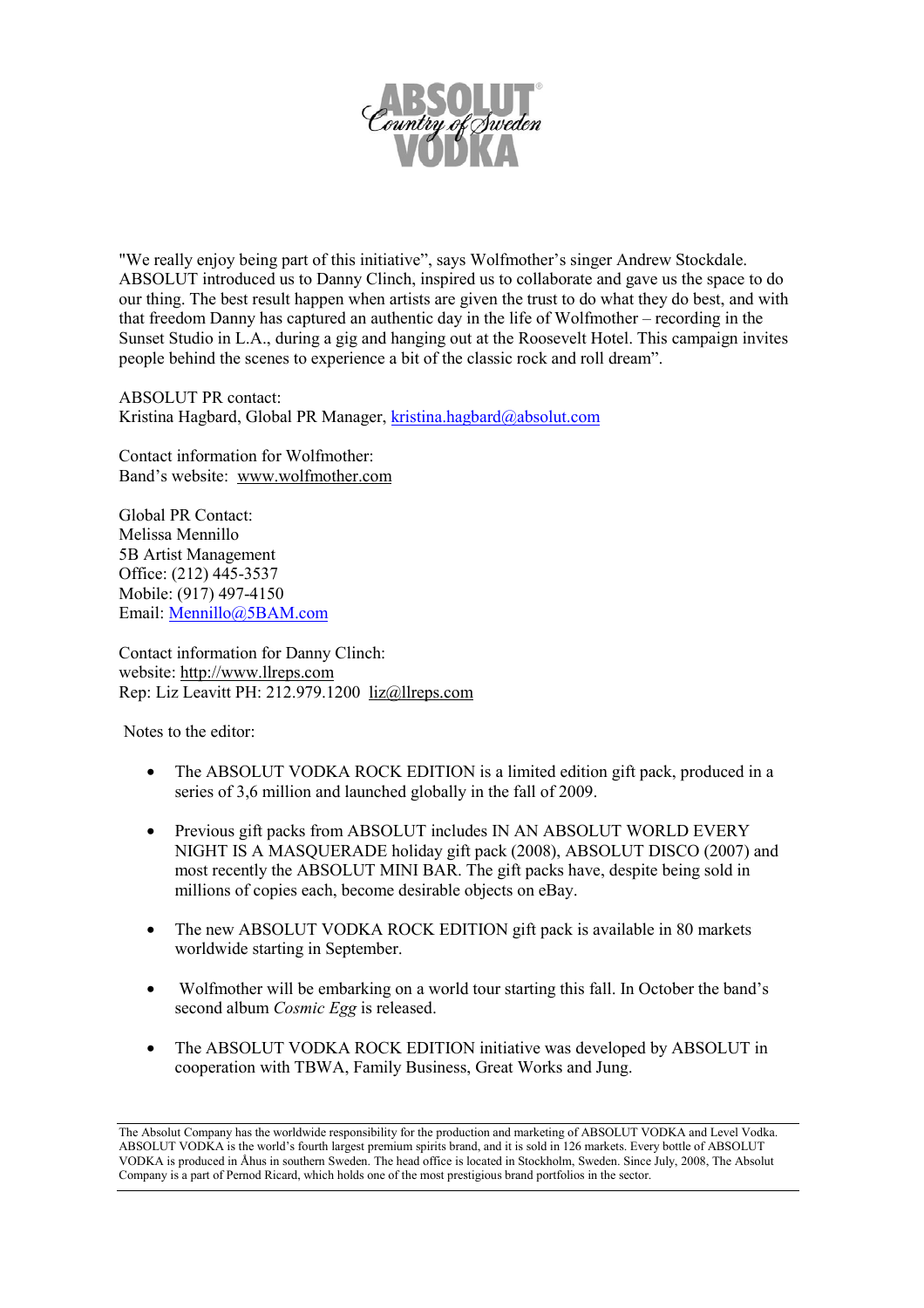"We really enjoy being part of this initiative", says Wolfmother's singer Andrew Stockdale. ABSOLUT introduced us to Danny Clinch, inspired us to collaborate and gave us the space to do our thing. The best result happen when artists are given the trust to do what they do best, and with that freedom Danny has captured an authentic day in the life of Wolfmother – recording in the Sunset Studio in L.A., during a gig and hanging out at the Roosevelt Hotel. This campaign invites people behind the scenes to experience a bit of the classic rock and roll dream".

ABSOLUT PR contact:
Kristina Hagbard, Global PR Manager, kristina.hagbard@absolut.com

Contact information for Wolfmother:
Band's website: www.wolfmother.com

Global PR Contact:
Melissa Mennillo
5B Artist Management
Office: (212) 445-3537
Mobile: (917) 497-4150
Email: Mennillo@5BAM.com

Contact information for Danny Clinch:
website: http://www.llreps.com
Rep: Liz Leavitt PH: 212.979.1200 liz@llreps.com

Notes to the editor:

- The ABSOLUT VODKA ROCK EDITION is a limited edition gift pack, produced in a series of 3,6 million and launched globally in the fall of 2009.
- Previous gift packs from ABSOLUT includes IN AN ABSOLUT WORLD EVERY NIGHT IS A MASQUERADE holiday gift pack (2008), ABSOLUT DISCO (2007) and most recently the ABSOLUT MINI BAR. The gift packs have, despite being sold in millions of copies each, become desirable objects on eBay.
- The new ABSOLUT VODKA ROCK EDITION gift pack is available in 80 markets worldwide starting in September.
- Wolfmother will be embarking on a world tour starting this fall. In October the band's second album *Cosmic Egg* is released.
- The ABSOLUT VODKA ROCK EDITION initiative was developed by ABSOLUT in cooperation with TBWA, Family Business, Great Works and Jung.

---

The Absolut Company has the worldwide responsibility for the production and marketing of ABSOLUT VODKA and Level Vodka. ABSOLUT VODKA is the world's fourth largest premium spirits brand, and it is sold in 126 markets. Every bottle of ABSOLUT VODKA is produced in Åhus in southern Sweden. The head office is located in Stockholm, Sweden. Since July, 2008, The Absolut Company is a part of Pernod Ricard, which holds one of the most prestigious brand portfolios in the sector.